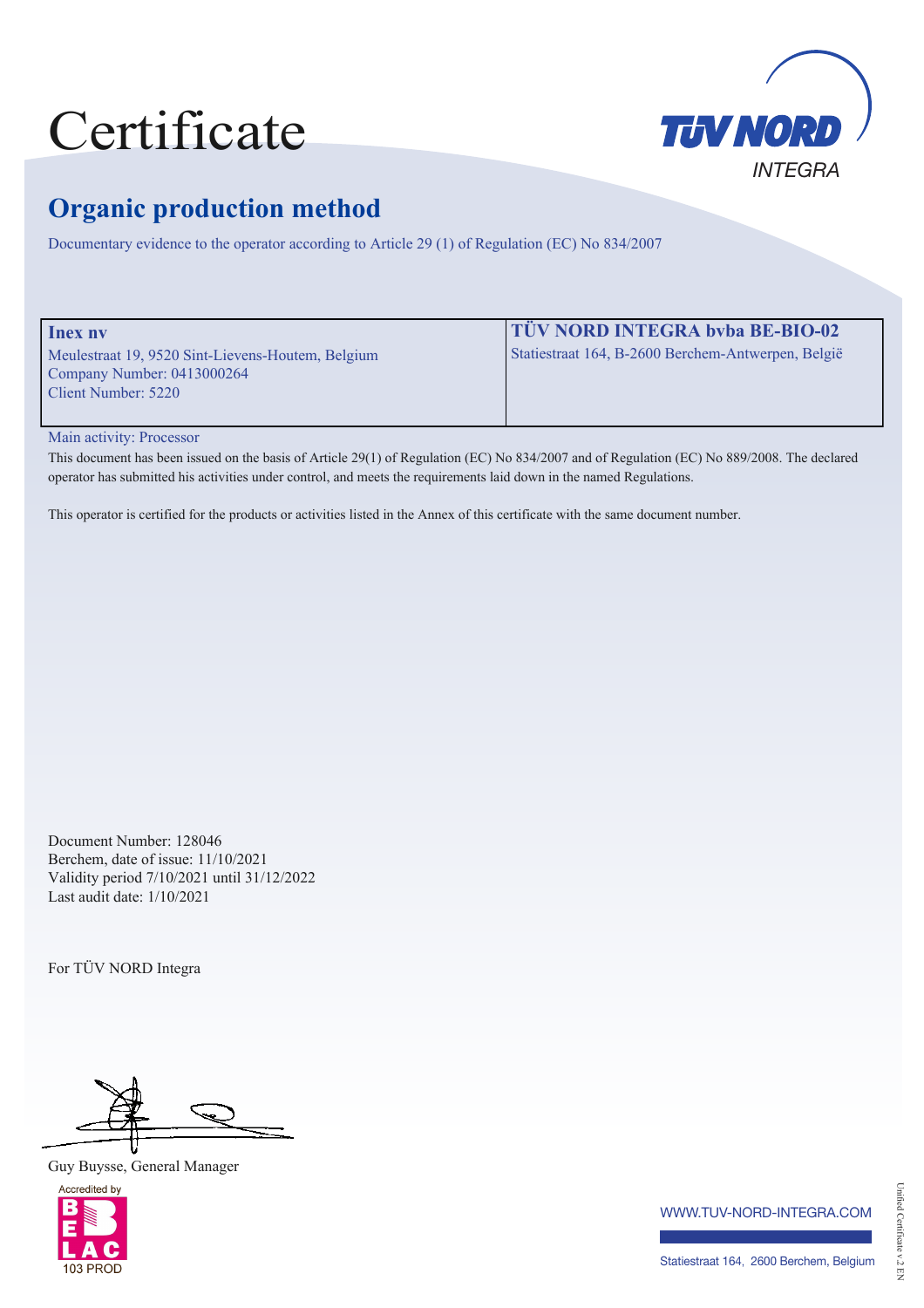# Certificate

TÜV NORD INTEGRA

## Organic production method

Documentary evidence to the operator according to Article 29 (1) of Regulation (EC) No 834/2007

| **Inex nv** | **TÜV NORD INTEGRA bvba BE-BIO-02** |
|---|---|
| Meulestraat 19, 9520 Sint-Lievens-Houtem, Belgium<br>Company Number: 0413000264<br>Client Number: 5220 | Statiestraat 164, B-2600 Berchem-Antwerpen, België |

Main activity: Processor

This document has been issued on the basis of Article 29(1) of Regulation (EC) No 834/2007 and of Regulation (EC) No 889/2008. The declared operator has submitted his activities under control, and meets the requirements laid down in the named Regulations.

This operator is certified for the products or activities listed in the Annex of this certificate with the same document number.

Document Number: 128046
Berchem, date of issue: 11/10/2021
Validity period 7/10/2021 until 31/12/2022
Last audit date: 1/10/2021

For TÜV NORD Integra

Guy Buysse, General Manager

Accredited by BELAC 103 PROD

WWW.TUV-NORD-INTEGRA.COM

Statiestraat 164, 2600 Berchem, Belgium

Unified Certificate v.2 EN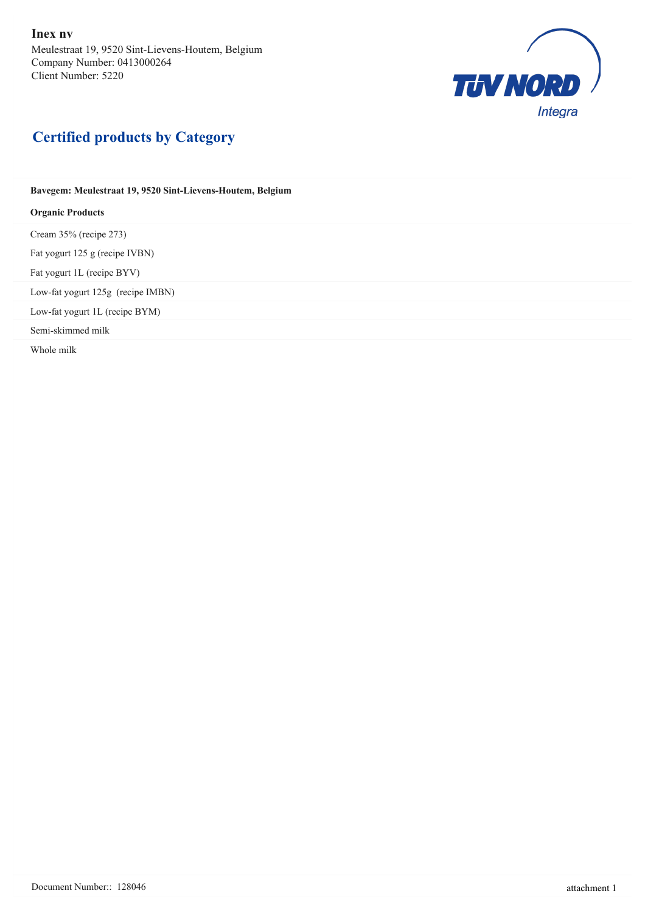**Inex nv**
Meulestraat 19, 9520 Sint-Lievens-Houtem, Belgium
Company Number: 0413000264
Client Number: 5220

TÜV NORD Integra

## Certified products by Category

**Bavegem: Meulestraat 19, 9520 Sint-Lievens-Houtem, Belgium**

**Organic Products**

Cream 35% (recipe 273)

Fat yogurt 125 g (recipe IVBN)

Fat yogurt 1L (recipe BYV)

Low-fat yogurt 125g (recipe IMBN)

Low-fat yogurt 1L (recipe BYM)

Semi-skimmed milk

Whole milk

Document Number:: 128046

attachment 1